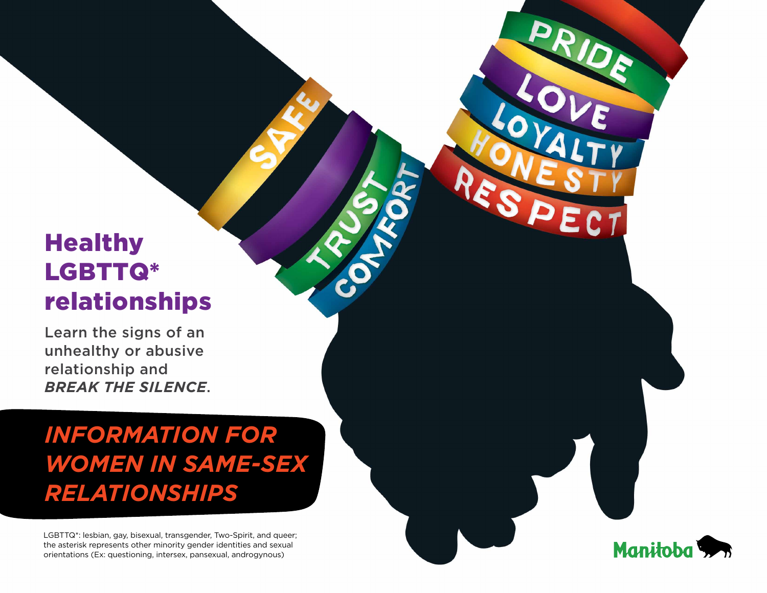# Healthy LGBTTQ* relationships

Learn the signs of an unhealthy or abusive relationship and ***BREAK THE SILENCE***.

## *INFORMATION FOR WOMEN IN SAME-SEX RELATIONSHIPS*

LGBTTQ*: lesbian, gay, bisexual, transgender, Two-Spirit, and queer; the asterisk represents other minority gender identities and sexual orientations (Ex: questioning, intersex, pansexual, androgynous)

SAFE

TRUST

COMFORT

PRIDE

LOVE

LOYALTY

HONESTY

RESPECT

Manitoba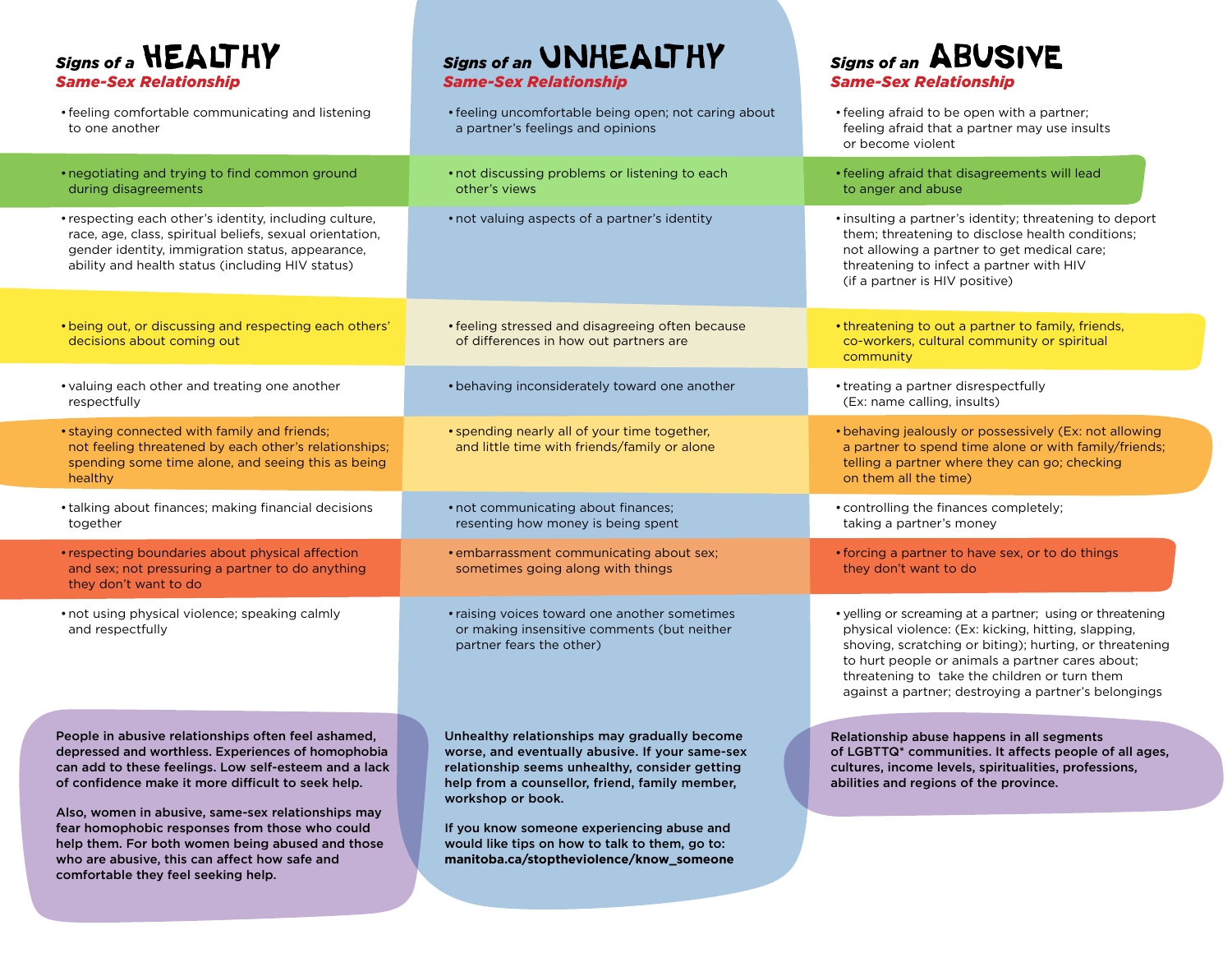| *Signs of a* **HEALTHY** ***Same-Sex Relationship*** | *Signs of an* **UNHEALTHY** ***Same-Sex Relationship*** | *Signs of an* **ABUSIVE** ***Same-Sex Relationship*** |
|---|---|---|
| feeling comfortable communicating and listening to one another | feeling uncomfortable being open; not caring about a partner's feelings and opinions | feeling afraid to be open with a partner; feeling afraid that a partner may use insults or become violent |
| negotiating and trying to find common ground during disagreements | not discussing problems or listening to each other's views | feeling afraid that disagreements will lead to anger and abuse |
| respecting each other's identity, including culture, race, age, class, spiritual beliefs, sexual orientation, gender identity, immigration status, appearance, ability and health status (including HIV status) | not valuing aspects of a partner's identity | insulting a partner's identity; threatening to deport them; threatening to disclose health conditions; not allowing a partner to get medical care; threatening to infect a partner with HIV (if a partner is HIV positive) |
| being out, or discussing and respecting each others' decisions about coming out | feeling stressed and disagreeing often because of differences in how out partners are | threatening to out a partner to family, friends, co-workers, cultural community or spiritual community |
| valuing each other and treating one another respectfully | behaving inconsiderately toward one another | treating a partner disrespectfully (Ex: name calling, insults) |
| staying connected with family and friends; not feeling threatened by each other's relationships; spending some time alone, and seeing this as being healthy | spending nearly all of your time together, and little time with friends/family or alone | behaving jealously or possessively (Ex: not allowing a partner to spend time alone or with family/friends; telling a partner where they can go; checking on them all the time) |
| talking about finances; making financial decisions together | not communicating about finances; resenting how money is being spent | controlling the finances completely; taking a partner's money |
| respecting boundaries about physical affection and sex; not pressuring a partner to do anything they don't want to do | embarrassment communicating about sex; sometimes going along with things | forcing a partner to have sex, or to do things they don't want to do |
| not using physical violence; speaking calmly and respectfully | raising voices toward one another sometimes or making insensitive comments (but neither partner fears the other) | yelling or screaming at a partner; using or threatening physical violence: (Ex: kicking, hitting, slapping, shoving, scratching or biting); hurting, or threatening to hurt people or animals a partner cares about; threatening to take the children or turn them against a partner; destroying a partner's belongings |

**People in abusive relationships often feel ashamed, depressed and worthless. Experiences of homophobia can add to these feelings. Low self-esteem and a lack of confidence make it more difficult to seek help.**

**Also, women in abusive, same-sex relationships may fear homophobic responses from those who could help them. For both women being abused and those who are abusive, this can affect how safe and comfortable they feel seeking help.**

**Unhealthy relationships may gradually become worse, and eventually abusive. If your same-sex relationship seems unhealthy, consider getting help from a counsellor, friend, family member, workshop or book.**

**If you know someone experiencing abuse and would like tips on how to talk to them, go to: manitoba.ca/stoptheviolence/know_someone**

**Relationship abuse happens in all segments of LGBTTQ* communities. It affects people of all ages, cultures, income levels, spiritualities, professions, abilities and regions of the province.**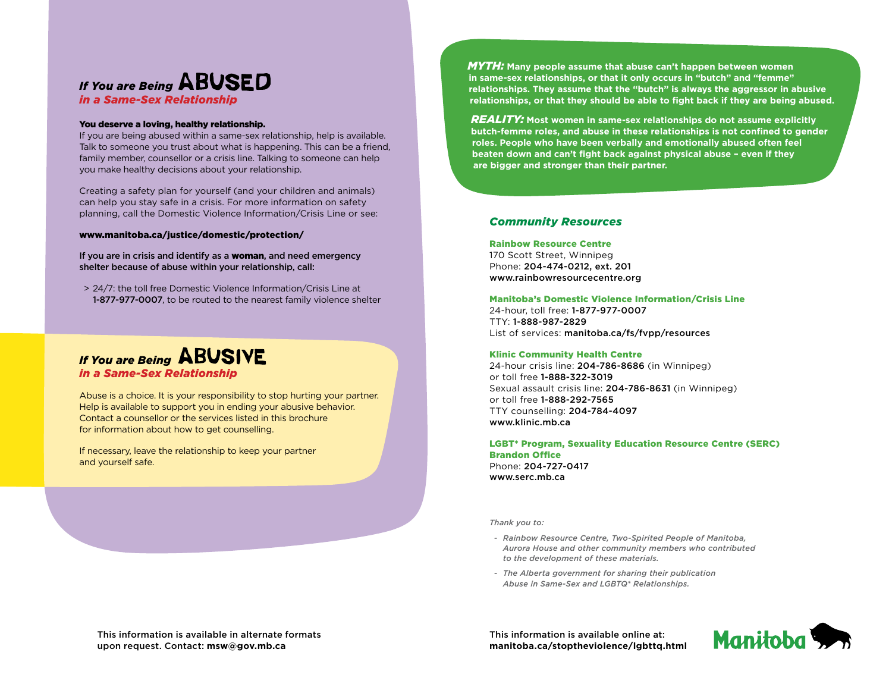## *If You are Being* ABUSED *in a Same-Sex Relationship*

**You deserve a loving, healthy relationship.**
If you are being abused within a same-sex relationship, help is available. Talk to someone you trust about what is happening. This can be a friend, family member, counsellor or a crisis line. Talking to someone can help you make healthy decisions about your relationship.

Creating a safety plan for yourself (and your children and animals) can help you stay safe in a crisis. For more information on safety planning, call the Domestic Violence Information/Crisis Line or see:

**www.manitoba.ca/justice/domestic/protection/**

**If you are in crisis and identify as a woman, and need emergency shelter because of abuse within your relationship, call:**

> 24/7: the toll free Domestic Violence Information/Crisis Line at **1-877-977-0007**, to be routed to the nearest family violence shelter

## *If You are Being* ABUSIVE *in a Same-Sex Relationship*

Abuse is a choice. It is your responsibility to stop hurting your partner. Help is available to support you in ending your abusive behavior. Contact a counsellor or the services listed in this brochure for information about how to get counselling.

If necessary, leave the relationship to keep your partner and yourself safe.

***MYTH:*** **Many people assume that abuse can't happen between women in same-sex relationships, or that it only occurs in "butch" and "femme" relationships. They assume that the "butch" is always the aggressor in abusive relationships, or that they should be able to fight back if they are being abused.**

***REALITY:*** **Most women in same-sex relationships do not assume explicitly butch-femme roles, and abuse in these relationships is not confined to gender roles. People who have been verbally and emotionally abused often feel beaten down and can't fight back against physical abuse – even if they are bigger and stronger than their partner.**

### *Community Resources*

**Rainbow Resource Centre**
170 Scott Street, Winnipeg
Phone: **204-474-0212, ext. 201**
**www.rainbowresourcecentre.org**

**Manitoba's Domestic Violence Information/Crisis Line**
24-hour, toll free: **1-877-977-0007**
TTY: **1-888-987-2829**
List of services: **manitoba.ca/fs/fvpp/resources**

**Klinic Community Health Centre**
24-hour crisis line: **204-786-8686** (in Winnipeg)
or toll free **1-888-322-3019**
Sexual assault crisis line: **204-786-8631** (in Winnipeg)
or toll free **1-888-292-7565**
TTY counselling: **204-784-4097**
**www.klinic.mb.ca**

**LGBT* Program, Sexuality Education Resource Centre (SERC)**
**Brandon Office**
Phone: **204-727-0417**
**www.serc.mb.ca**

*Thank you to:*

- *Rainbow Resource Centre, Two-Spirited People of Manitoba, Aurora House and other community members who contributed to the development of these materials.*
- *The Alberta government for sharing their publication Abuse in Same-Sex and LGBTQ* Relationships.*

This information is available in alternate formats upon request. Contact: **msw@gov.mb.ca**

This information is available online at:
**manitoba.ca/stoptheviolence/lgbttq.html**

Manitoba